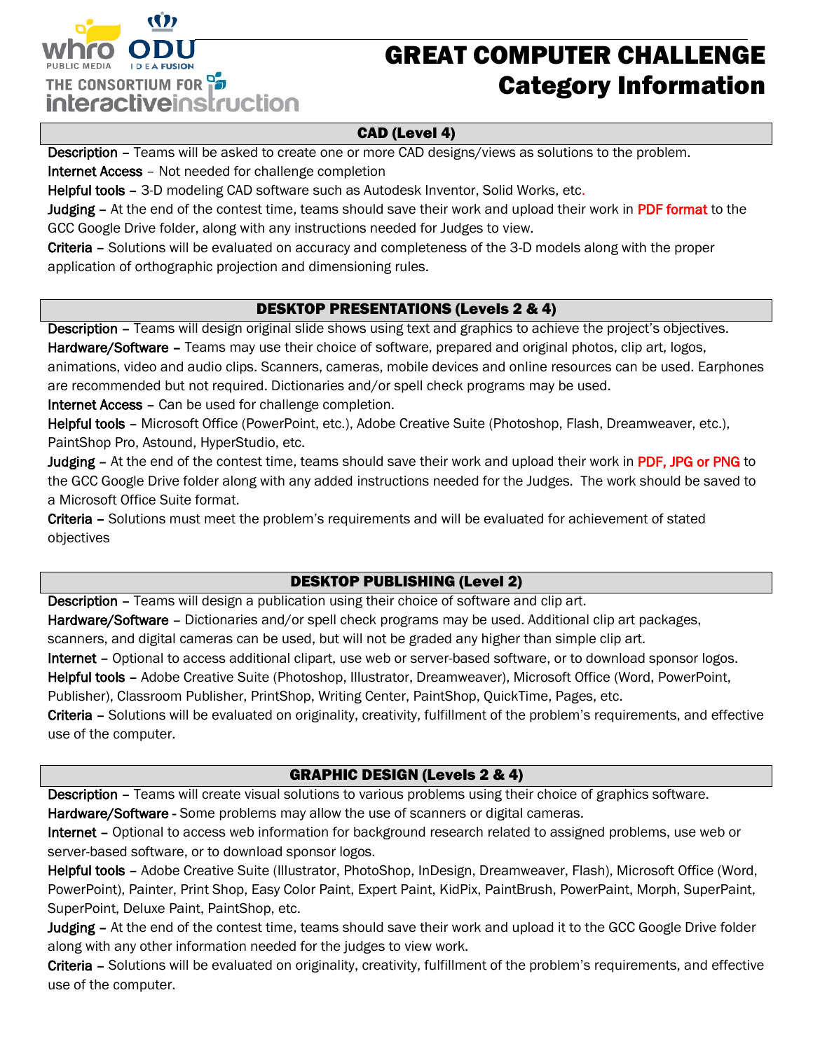# GREAT COMPUTER CHALLENGE
## Category Information

### CAD (Level 4)

**Description** – Teams will be asked to create one or more CAD designs/views as solutions to the problem.
**Internet Access** – Not needed for challenge completion
**Helpful tools** – 3-D modeling CAD software such as Autodesk Inventor, Solid Works, etc.
**Judging** – At the end of the contest time, teams should save their work and upload their work in PDF format to the GCC Google Drive folder, along with any instructions needed for Judges to view.
**Criteria** – Solutions will be evaluated on accuracy and completeness of the 3-D models along with the proper application of orthographic projection and dimensioning rules.

### DESKTOP PRESENTATIONS (Levels 2 & 4)

**Description** – Teams will design original slide shows using text and graphics to achieve the project's objectives.
**Hardware/Software** – Teams may use their choice of software, prepared and original photos, clip art, logos, animations, video and audio clips. Scanners, cameras, mobile devices and online resources can be used. Earphones are recommended but not required. Dictionaries and/or spell check programs may be used.
**Internet Access** – Can be used for challenge completion.
**Helpful tools** – Microsoft Office (PowerPoint, etc.), Adobe Creative Suite (Photoshop, Flash, Dreamweaver, etc.), PaintShop Pro, Astound, HyperStudio, etc.
**Judging** – At the end of the contest time, teams should save their work and upload their work in PDF, JPG or PNG to the GCC Google Drive folder along with any added instructions needed for the Judges. The work should be saved to a Microsoft Office Suite format.
**Criteria** – Solutions must meet the problem's requirements and will be evaluated for achievement of stated objectives

### DESKTOP PUBLISHING (Level 2)

**Description** – Teams will design a publication using their choice of software and clip art.
**Hardware/Software** – Dictionaries and/or spell check programs may be used. Additional clip art packages, scanners, and digital cameras can be used, but will not be graded any higher than simple clip art.
**Internet** – Optional to access additional clipart, use web or server-based software, or to download sponsor logos.
**Helpful tools** – Adobe Creative Suite (Photoshop, Illustrator, Dreamweaver), Microsoft Office (Word, PowerPoint, Publisher), Classroom Publisher, PrintShop, Writing Center, PaintShop, QuickTime, Pages, etc.
**Criteria** – Solutions will be evaluated on originality, creativity, fulfillment of the problem's requirements, and effective use of the computer.

### GRAPHIC DESIGN (Levels 2 & 4)

**Description** – Teams will create visual solutions to various problems using their choice of graphics software.
**Hardware/Software** - Some problems may allow the use of scanners or digital cameras.
**Internet** – Optional to access web information for background research related to assigned problems, use web or server-based software, or to download sponsor logos.
**Helpful tools** – Adobe Creative Suite (Illustrator, PhotoShop, InDesign, Dreamweaver, Flash), Microsoft Office (Word, PowerPoint), Painter, Print Shop, Easy Color Paint, Expert Paint, KidPix, PaintBrush, PowerPaint, Morph, SuperPaint, SuperPoint, Deluxe Paint, PaintShop, etc.
**Judging** – At the end of the contest time, teams should save their work and upload it to the GCC Google Drive folder along with any other information needed for the judges to view work.
**Criteria** – Solutions will be evaluated on originality, creativity, fulfillment of the problem's requirements, and effective use of the computer.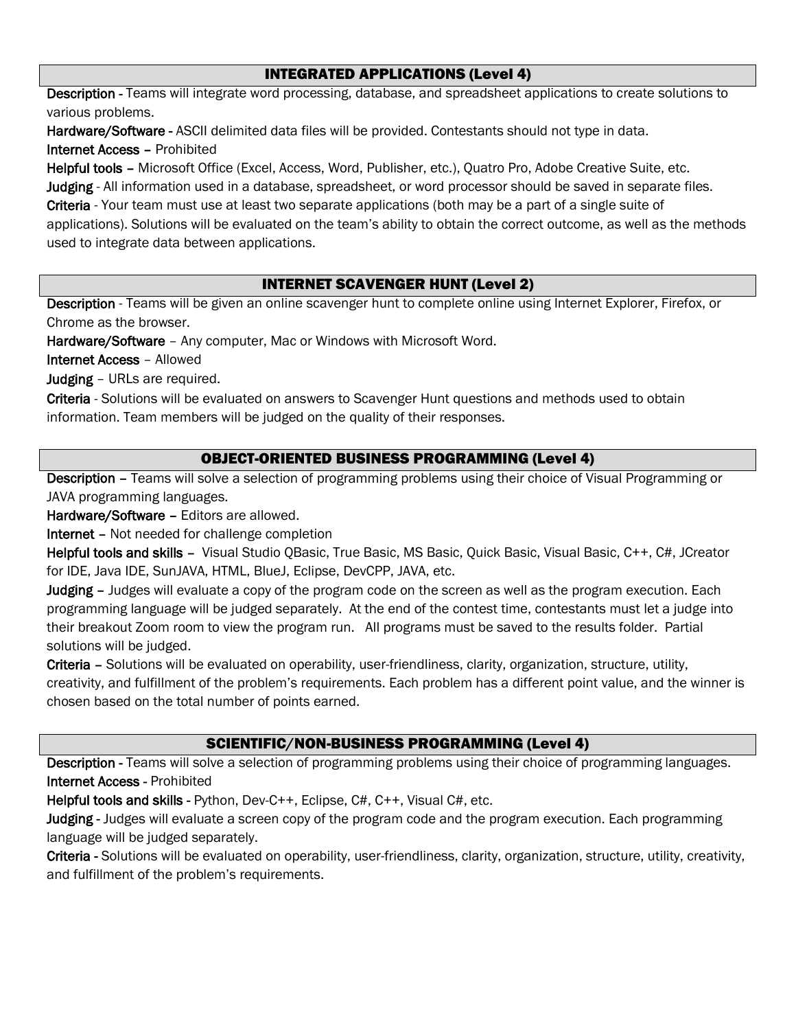## INTEGRATED APPLICATIONS (Level 4)

**Description** - Teams will integrate word processing, database, and spreadsheet applications to create solutions to various problems.

**Hardware/Software** - ASCII delimited data files will be provided. Contestants should not type in data.

**Internet Access** – Prohibited

**Helpful tools** – Microsoft Office (Excel, Access, Word, Publisher, etc.), Quatro Pro, Adobe Creative Suite, etc.

**Judging** - All information used in a database, spreadsheet, or word processor should be saved in separate files.

**Criteria** - Your team must use at least two separate applications (both may be a part of a single suite of applications). Solutions will be evaluated on the team's ability to obtain the correct outcome, as well as the methods used to integrate data between applications.

## INTERNET SCAVENGER HUNT (Level 2)

**Description** - Teams will be given an online scavenger hunt to complete online using Internet Explorer, Firefox, or Chrome as the browser.

**Hardware/Software** – Any computer, Mac or Windows with Microsoft Word.

**Internet Access** – Allowed

**Judging** – URLs are required.

**Criteria** - Solutions will be evaluated on answers to Scavenger Hunt questions and methods used to obtain information. Team members will be judged on the quality of their responses.

## OBJECT-ORIENTED BUSINESS PROGRAMMING (Level 4)

**Description** – Teams will solve a selection of programming problems using their choice of Visual Programming or JAVA programming languages.

**Hardware/Software** – Editors are allowed.

**Internet** – Not needed for challenge completion

**Helpful tools and skills** – Visual Studio QBasic, True Basic, MS Basic, Quick Basic, Visual Basic, C++, C#, JCreator for IDE, Java IDE, SunJAVA, HTML, BlueJ, Eclipse, DevCPP, JAVA, etc.

**Judging** – Judges will evaluate a copy of the program code on the screen as well as the program execution. Each programming language will be judged separately. At the end of the contest time, contestants must let a judge into their breakout Zoom room to view the program run. All programs must be saved to the results folder. Partial solutions will be judged.

**Criteria** – Solutions will be evaluated on operability, user-friendliness, clarity, organization, structure, utility, creativity, and fulfillment of the problem's requirements. Each problem has a different point value, and the winner is chosen based on the total number of points earned.

## SCIENTIFIC/NON-BUSINESS PROGRAMMING (Level 4)

**Description** - Teams will solve a selection of programming problems using their choice of programming languages.

**Internet Access** - Prohibited

**Helpful tools and skills** - Python, Dev-C++, Eclipse, C#, C++, Visual C#, etc.

**Judging** - Judges will evaluate a screen copy of the program code and the program execution. Each programming language will be judged separately.

**Criteria** - Solutions will be evaluated on operability, user-friendliness, clarity, organization, structure, utility, creativity, and fulfillment of the problem's requirements.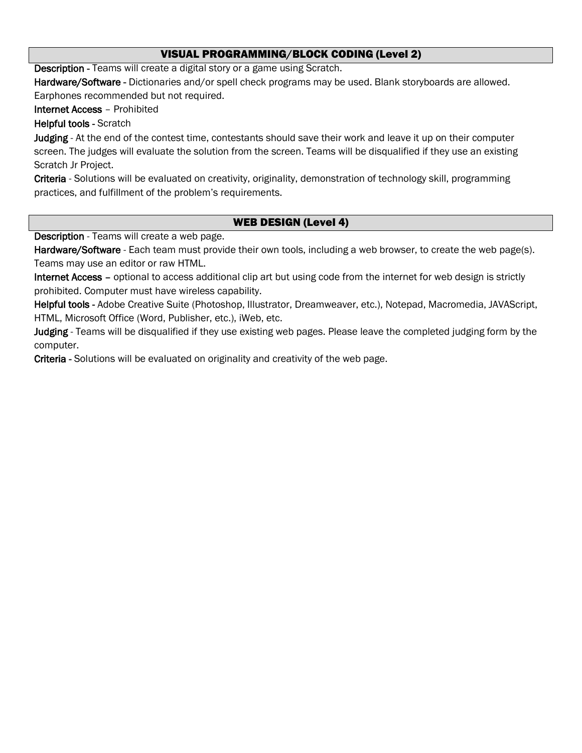## VISUAL PROGRAMMING/BLOCK CODING (Level 2)

**Description** - Teams will create a digital story or a game using Scratch.

**Hardware/Software** - Dictionaries and/or spell check programs may be used. Blank storyboards are allowed. Earphones recommended but not required.

**Internet Access** – Prohibited

**Helpful tools** - Scratch

**Judging** - At the end of the contest time, contestants should save their work and leave it up on their computer screen. The judges will evaluate the solution from the screen. Teams will be disqualified if they use an existing Scratch Jr Project.

**Criteria** - Solutions will be evaluated on creativity, originality, demonstration of technology skill, programming practices, and fulfillment of the problem's requirements.

## WEB DESIGN (Level 4)

**Description** - Teams will create a web page.

**Hardware/Software** - Each team must provide their own tools, including a web browser, to create the web page(s). Teams may use an editor or raw HTML.

**Internet Access** – optional to access additional clip art but using code from the internet for web design is strictly prohibited. Computer must have wireless capability.

**Helpful tools** - Adobe Creative Suite (Photoshop, Illustrator, Dreamweaver, etc.), Notepad, Macromedia, JAVAScript, HTML, Microsoft Office (Word, Publisher, etc.), iWeb, etc.

**Judging** - Teams will be disqualified if they use existing web pages. Please leave the completed judging form by the computer.

**Criteria** - Solutions will be evaluated on originality and creativity of the web page.